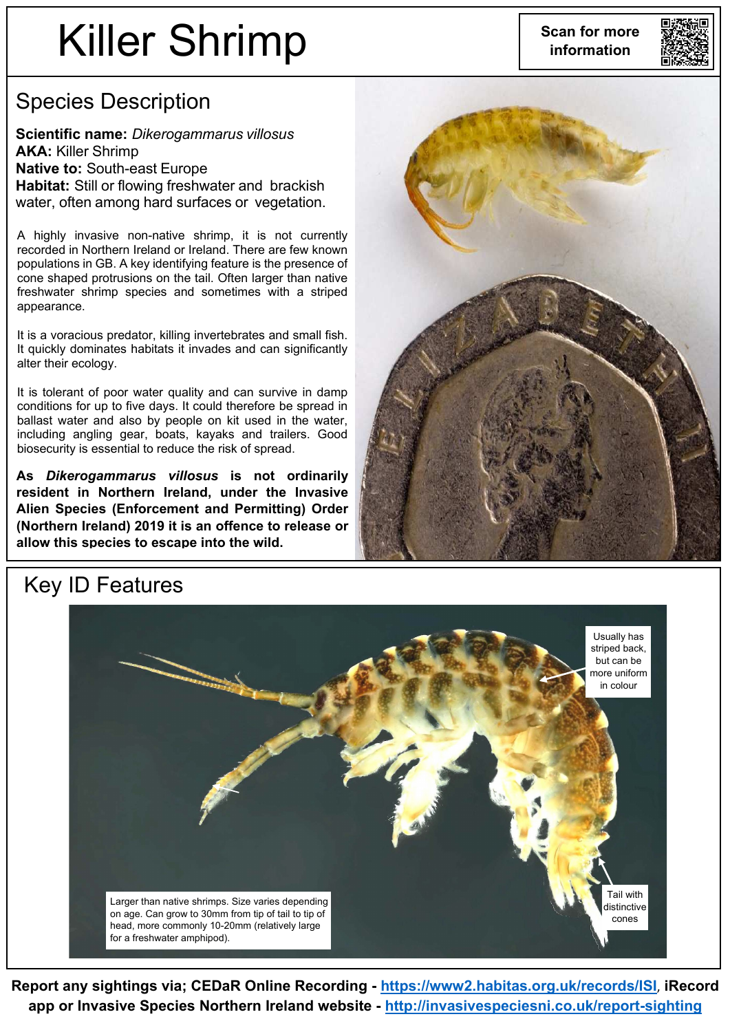# Killer Shrimp

Scan for more information

## Species Description

**Scientific name:** *Dikerogammarus villosus*
**AKA:** Killer Shrimp
**Native to:** South-east Europe
**Habitat:** Still or flowing freshwater and brackish water, often among hard surfaces or vegetation.

A highly invasive non-native shrimp, it is not currently recorded in Northern Ireland or Ireland. There are few known populations in GB. A key identifying feature is the presence of cone shaped protrusions on the tail. Often larger than native freshwater shrimp species and sometimes with a striped appearance.

It is a voracious predator, killing invertebrates and small fish. It quickly dominates habitats it invades and can significantly alter their ecology.

It is tolerant of poor water quality and can survive in damp conditions for up to five days. It could therefore be spread in ballast water and also by people on kit used in the water, including angling gear, boats, kayaks and trailers. Good biosecurity is essential to reduce the risk of spread.

**As *Dikerogammarus villosus* is not ordinarily resident in Northern Ireland, under the Invasive Alien Species (Enforcement and Permitting) Order (Northern Ireland) 2019 it is an offence to release or allow this species to escape into the wild.**

## Key ID Features

Usually has striped back, but can be more uniform in colour

Tail with distinctive cones

Larger than native shrimps. Size varies depending on age. Can grow to 30mm from tip of tail to tip of head, more commonly 10-20mm (relatively large for a freshwater amphipod).

**Report any sightings via; CEDaR Online Recording - [https://www2.habitas.org.uk/records/ISI](https://www2.habitas.org.uk/records/ISI), iRecord app or Invasive Species Northern Ireland website - [http://invasivespeciesni.co.uk/report-sighting](http://invasivespeciesni.co.uk/report-sighting)**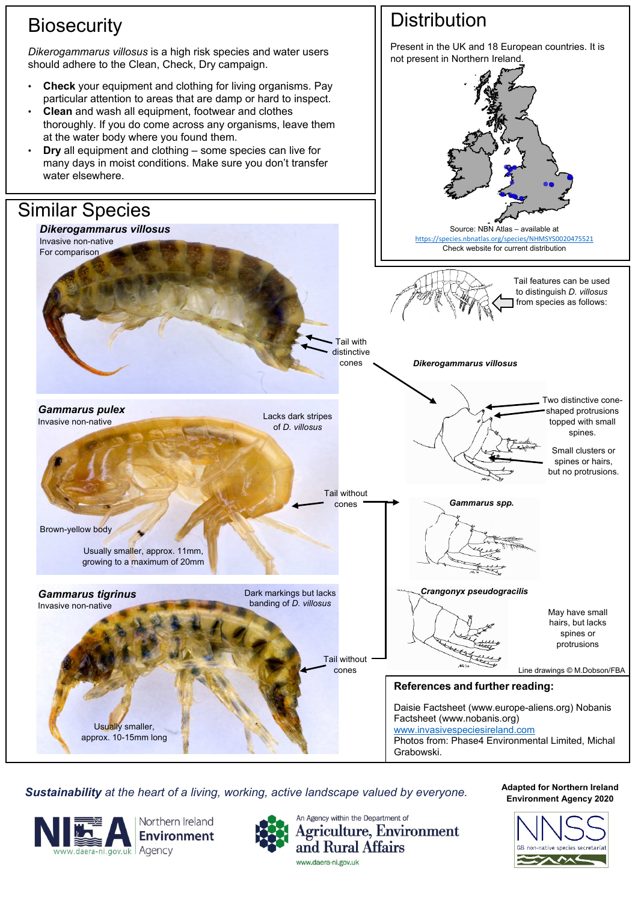## Biosecurity

*Dikerogammarus villosus* is a high risk species and water users should adhere to the Clean, Check, Dry campaign.

- **Check** your equipment and clothing for living organisms. Pay particular attention to areas that are damp or hard to inspect.
- **Clean** and wash all equipment, footwear and clothes thoroughly. If you do come across any organisms, leave them at the water body where you found them.
- **Dry** all equipment and clothing – some species can live for many days in moist conditions. Make sure you don't transfer water elsewhere.

## Distribution

Present in the UK and 18 European countries. It is not present in Northern Ireland.

Source: NBN Atlas – available at https://species.nbnatlas.org/species/NHMSYS0020475521
Check website for current distribution

## Similar Species

***Dikerogammarus villosus***
Invasive non-native
For comparison

Tail with distinctive cones

***Gammarus pulex***
Invasive non-native

Lacks dark stripes of *D. villosus*

Tail without cones

Brown-yellow body

Usually smaller, approx. 11mm, growing to a maximum of 20mm

***Gammarus tigrinus***
Invasive non-native

Dark markings but lacks banding of *D. villosus*

Tail without cones

Usually smaller, approx. 10-15mm long

Tail features can be used to distinguish *D. villosus* from species as follows:

***Dikerogammarus villosus***

Two distinctive cone-shaped protrusions topped with small spines.

Small clusters or spines or hairs, but no protrusions.

***Gammarus spp.***

***Crangonyx pseudogracilis***

May have small hairs, but lacks spines or protrusions

Line drawings © M.Dobson/FBA

### References and further reading:

Daisie Factsheet (www.europe-aliens.org) Nobanis Factsheet (www.nobanis.org)
www.invasivespeciesireland.com
Photos from: Phase4 Environmental Limited, Michal Grabowski.

***Sustainability** at the heart of a living, working, active landscape valued by everyone.*

**Adapted for Northern Ireland Environment Agency 2020**

Northern Ireland Environment Agency
www.daera-ni.gov.uk

An Agency within the Department of Agriculture, Environment and Rural Affairs
www.daera-ni.gov.uk

NNSS GB non-native species secretariat